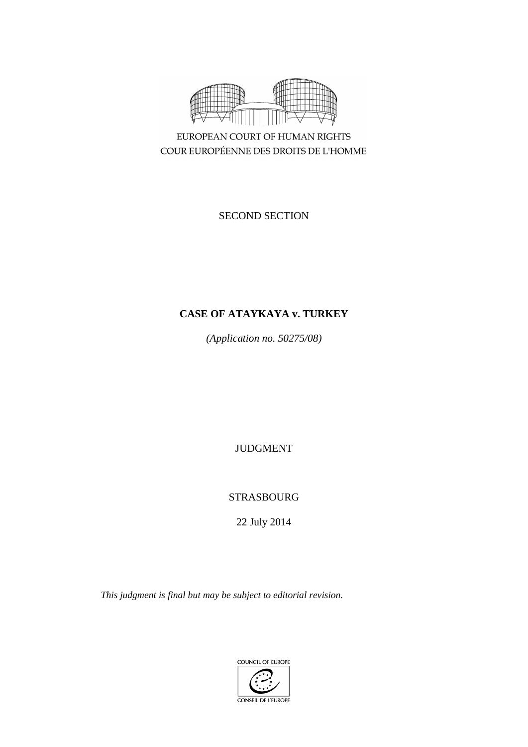EUROPEAN COURT OF HUMAN RIGHTS
COUR EUROPÉENNE DES DROITS DE L'HOMME

SECOND SECTION

**CASE OF ATAYKAYA v. TURKEY**

*(Application no. 50275/08)*

JUDGMENT

STRASBOURG

22 July 2014

*This judgment is final but may be subject to editorial revision.*

COUNCIL OF EUROPE
CONSEIL DE L'EUROPE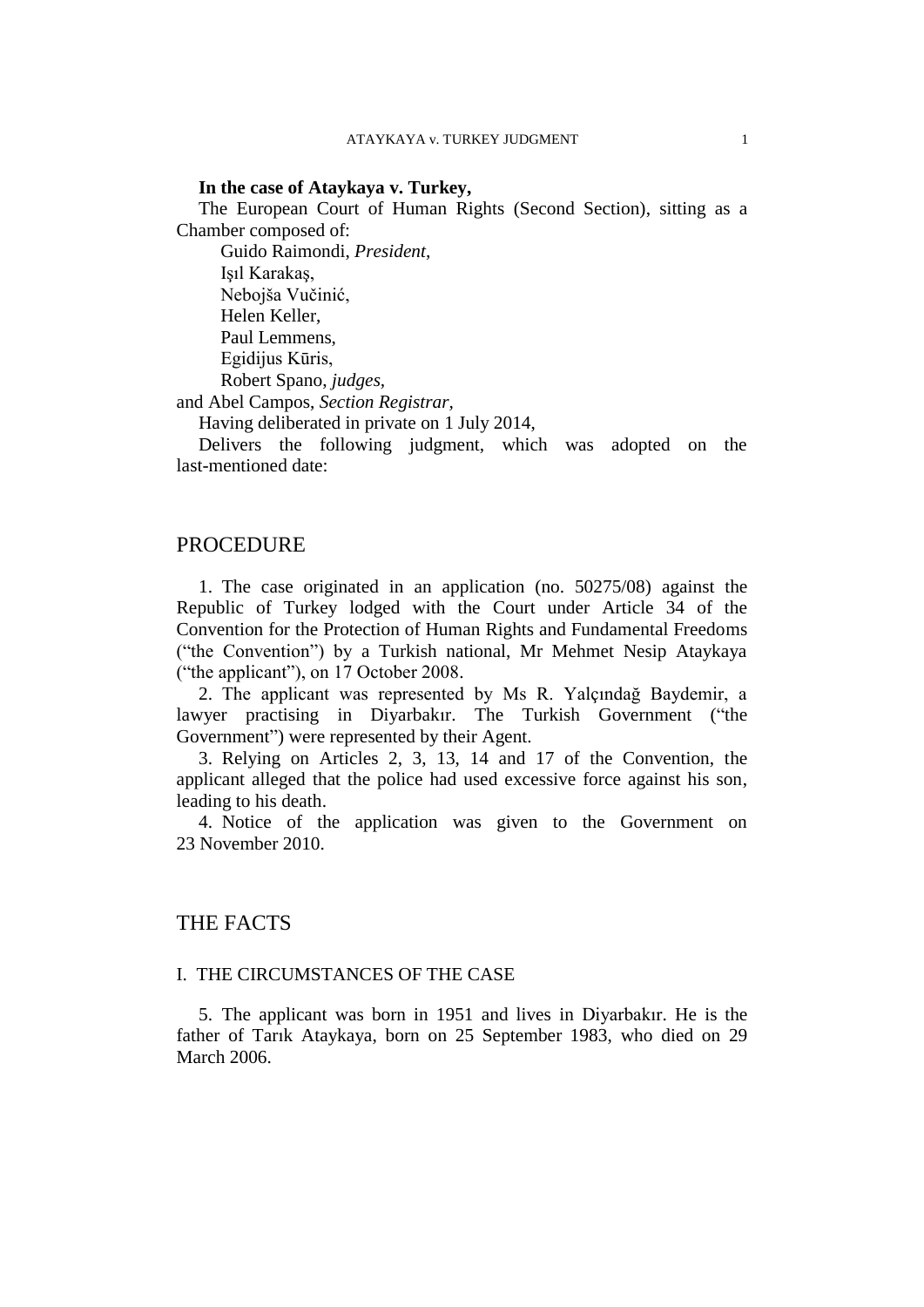**In the case of Ataykaya v. Turkey,**

The European Court of Human Rights (Second Section), sitting as a Chamber composed of:

Guido Raimondi, *President,*
Işıl Karakaş,
Nebojša Vučinić,
Helen Keller,
Paul Lemmens,
Egidijus Kūris,
Robert Spano, *judges,*
and Abel Campos, *Section Registrar,*

Having deliberated in private on 1 July 2014,

Delivers the following judgment, which was adopted on the last-mentioned date:

# PROCEDURE

1. The case originated in an application (no. 50275/08) against the Republic of Turkey lodged with the Court under Article 34 of the Convention for the Protection of Human Rights and Fundamental Freedoms ("the Convention") by a Turkish national, Mr Mehmet Nesip Ataykaya ("the applicant"), on 17 October 2008.

2. The applicant was represented by Ms R. Yalçındağ Baydemir, a lawyer practising in Diyarbakır. The Turkish Government ("the Government") were represented by their Agent.

3. Relying on Articles 2, 3, 13, 14 and 17 of the Convention, the applicant alleged that the police had used excessive force against his son, leading to his death.

4. Notice of the application was given to the Government on 23 November 2010.

# THE FACTS

## I. THE CIRCUMSTANCES OF THE CASE

5. The applicant was born in 1951 and lives in Diyarbakır. He is the father of Tarık Ataykaya, born on 25 September 1983, who died on 29 March 2006.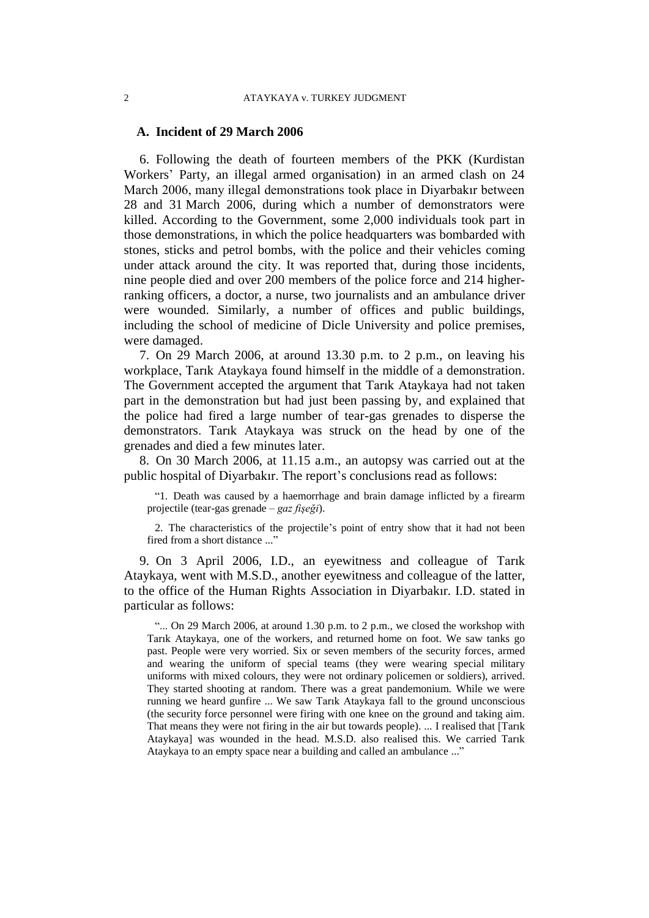### A. Incident of 29 March 2006

6. Following the death of fourteen members of the PKK (Kurdistan Workers' Party, an illegal armed organisation) in an armed clash on 24 March 2006, many illegal demonstrations took place in Diyarbakır between 28 and 31 March 2006, during which a number of demonstrators were killed. According to the Government, some 2,000 individuals took part in those demonstrations, in which the police headquarters was bombarded with stones, sticks and petrol bombs, with the police and their vehicles coming under attack around the city. It was reported that, during those incidents, nine people died and over 200 members of the police force and 214 higher-ranking officers, a doctor, a nurse, two journalists and an ambulance driver were wounded. Similarly, a number of offices and public buildings, including the school of medicine of Dicle University and police premises, were damaged.

7. On 29 March 2006, at around 13.30 p.m. to 2 p.m., on leaving his workplace, Tarık Ataykaya found himself in the middle of a demonstration. The Government accepted the argument that Tarık Ataykaya had not taken part in the demonstration but had just been passing by, and explained that the police had fired a large number of tear-gas grenades to disperse the demonstrators. Tarık Ataykaya was struck on the head by one of the grenades and died a few minutes later.

8. On 30 March 2006, at 11.15 a.m., an autopsy was carried out at the public hospital of Diyarbakır. The report's conclusions read as follows:

> "1. Death was caused by a haemorrhage and brain damage inflicted by a firearm projectile (tear-gas grenade – *gaz fişeği*).
>
> 2. The characteristics of the projectile's point of entry show that it had not been fired from a short distance ..."

9. On 3 April 2006, I.D., an eyewitness and colleague of Tarık Ataykaya, went with M.S.D., another eyewitness and colleague of the latter, to the office of the Human Rights Association in Diyarbakır. I.D. stated in particular as follows:

> "... On 29 March 2006, at around 1.30 p.m. to 2 p.m., we closed the workshop with Tarık Ataykaya, one of the workers, and returned home on foot. We saw tanks go past. People were very worried. Six or seven members of the security forces, armed and wearing the uniform of special teams (they were wearing special military uniforms with mixed colours, they were not ordinary policemen or soldiers), arrived. They started shooting at random. There was a great pandemonium. While we were running we heard gunfire ... We saw Tarık Ataykaya fall to the ground unconscious (the security force personnel were firing with one knee on the ground and taking aim. That means they were not firing in the air but towards people). ... I realised that [Tarık Ataykaya] was wounded in the head. M.S.D. also realised this. We carried Tarık Ataykaya to an empty space near a building and called an ambulance ..."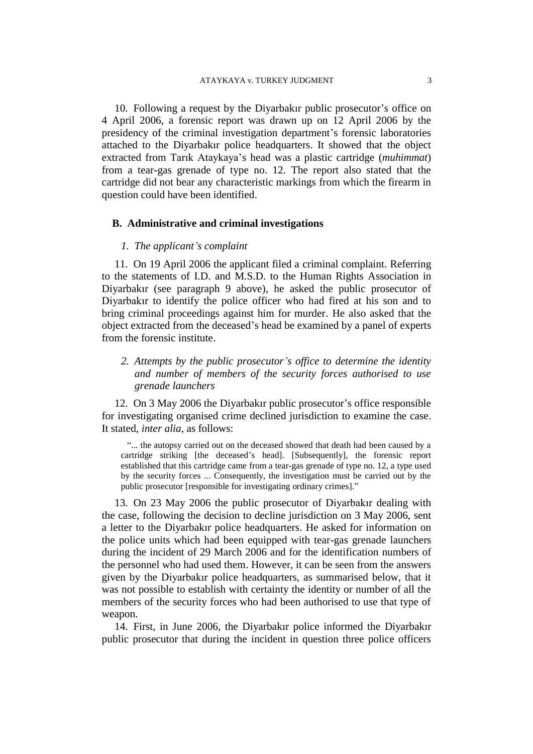10. Following a request by the Diyarbakır public prosecutor's office on 4 April 2006, a forensic report was drawn up on 12 April 2006 by the presidency of the criminal investigation department's forensic laboratories attached to the Diyarbakır police headquarters. It showed that the object extracted from Tarık Ataykaya's head was a plastic cartridge (*muhimmat*) from a tear-gas grenade of type no. 12. The report also stated that the cartridge did not bear any characteristic markings from which the firearm in question could have been identified.

## B. Administrative and criminal investigations

### *1. The applicant's complaint*

11. On 19 April 2006 the applicant filed a criminal complaint. Referring to the statements of I.D. and M.S.D. to the Human Rights Association in Diyarbakır (see paragraph 9 above), he asked the public prosecutor of Diyarbakır to identify the police officer who had fired at his son and to bring criminal proceedings against him for murder. He also asked that the object extracted from the deceased's head be examined by a panel of experts from the forensic institute.

### *2. Attempts by the public prosecutor's office to determine the identity and number of members of the security forces authorised to use grenade launchers*

12. On 3 May 2006 the Diyarbakır public prosecutor's office responsible for investigating organised crime declined jurisdiction to examine the case. It stated, *inter alia*, as follows:

> "... the autopsy carried out on the deceased showed that death had been caused by a cartridge striking [the deceased's head]. [Subsequently], the forensic report established that this cartridge came from a tear-gas grenade of type no. 12, a type used by the security forces ... Consequently, the investigation must be carried out by the public prosecutor [responsible for investigating ordinary crimes]."

13. On 23 May 2006 the public prosecutor of Diyarbakır dealing with the case, following the decision to decline jurisdiction on 3 May 2006, sent a letter to the Diyarbakır police headquarters. He asked for information on the police units which had been equipped with tear-gas grenade launchers during the incident of 29 March 2006 and for the identification numbers of the personnel who had used them. However, it can be seen from the answers given by the Diyarbakır police headquarters, as summarised below, that it was not possible to establish with certainty the identity or number of all the members of the security forces who had been authorised to use that type of weapon.

14. First, in June 2006, the Diyarbakır police informed the Diyarbakır public prosecutor that during the incident in question three police officers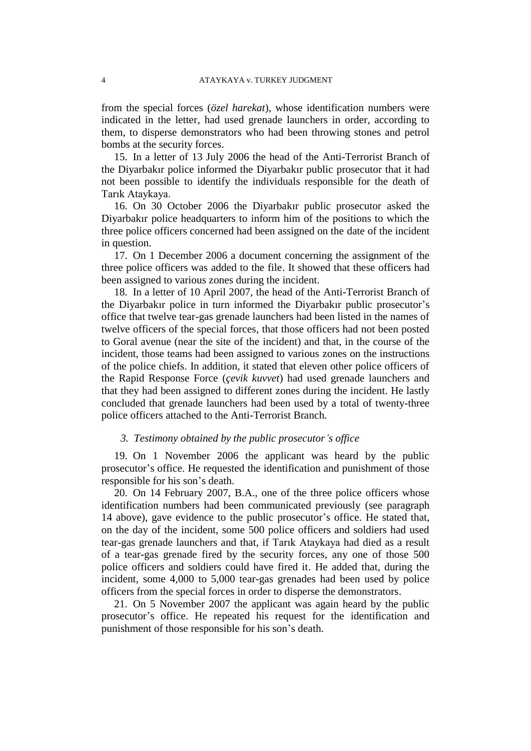from the special forces (*özel harekat*), whose identification numbers were indicated in the letter, had used grenade launchers in order, according to them, to disperse demonstrators who had been throwing stones and petrol bombs at the security forces.

15. In a letter of 13 July 2006 the head of the Anti-Terrorist Branch of the Diyarbakır police informed the Diyarbakır public prosecutor that it had not been possible to identify the individuals responsible for the death of Tarık Ataykaya.

16. On 30 October 2006 the Diyarbakır public prosecutor asked the Diyarbakır police headquarters to inform him of the positions to which the three police officers concerned had been assigned on the date of the incident in question.

17. On 1 December 2006 a document concerning the assignment of the three police officers was added to the file. It showed that these officers had been assigned to various zones during the incident.

18. In a letter of 10 April 2007, the head of the Anti-Terrorist Branch of the Diyarbakır police in turn informed the Diyarbakır public prosecutor's office that twelve tear-gas grenade launchers had been listed in the names of twelve officers of the special forces, that those officers had not been posted to Goral avenue (near the site of the incident) and that, in the course of the incident, those teams had been assigned to various zones on the instructions of the police chiefs. In addition, it stated that eleven other police officers of the Rapid Response Force (*çevik kuvvet*) had used grenade launchers and that they had been assigned to different zones during the incident. He lastly concluded that grenade launchers had been used by a total of twenty-three police officers attached to the Anti-Terrorist Branch.

### *3. Testimony obtained by the public prosecutor's office*

19. On 1 November 2006 the applicant was heard by the public prosecutor's office. He requested the identification and punishment of those responsible for his son's death.

20. On 14 February 2007, B.A., one of the three police officers whose identification numbers had been communicated previously (see paragraph 14 above), gave evidence to the public prosecutor's office. He stated that, on the day of the incident, some 500 police officers and soldiers had used tear-gas grenade launchers and that, if Tarık Ataykaya had died as a result of a tear-gas grenade fired by the security forces, any one of those 500 police officers and soldiers could have fired it. He added that, during the incident, some 4,000 to 5,000 tear-gas grenades had been used by police officers from the special forces in order to disperse the demonstrators.

21. On 5 November 2007 the applicant was again heard by the public prosecutor's office. He repeated his request for the identification and punishment of those responsible for his son's death.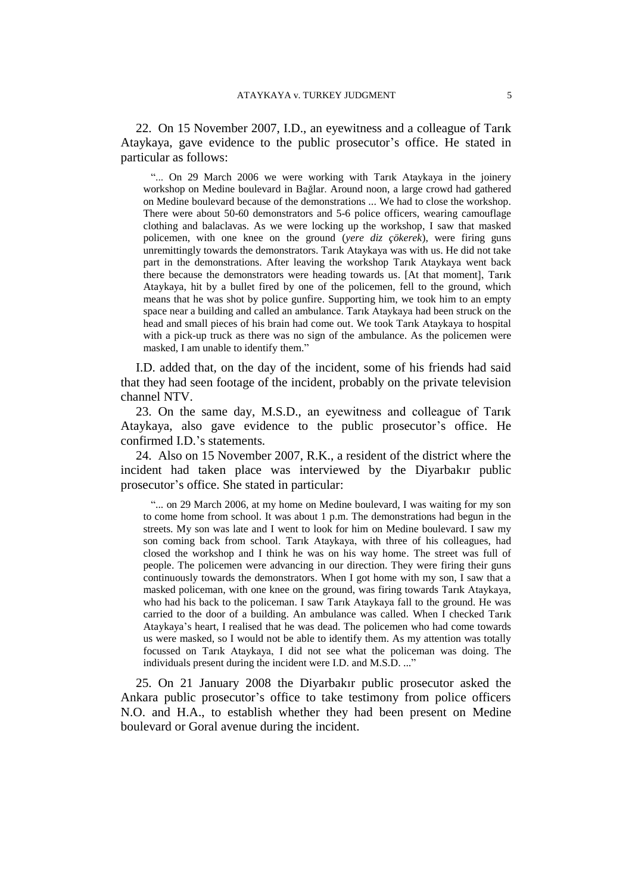22. On 15 November 2007, I.D., an eyewitness and a colleague of Tarık Ataykaya, gave evidence to the public prosecutor's office. He stated in particular as follows:

> "... On 29 March 2006 we were working with Tarık Ataykaya in the joinery workshop on Medine boulevard in Bağlar. Around noon, a large crowd had gathered on Medine boulevard because of the demonstrations ... We had to close the workshop. There were about 50-60 demonstrators and 5-6 police officers, wearing camouflage clothing and balaclavas. As we were locking up the workshop, I saw that masked policemen, with one knee on the ground (*yere diz çökerek*), were firing guns unremittingly towards the demonstrators. Tarık Ataykaya was with us. He did not take part in the demonstrations. After leaving the workshop Tarık Ataykaya went back there because the demonstrators were heading towards us. [At that moment], Tarık Ataykaya, hit by a bullet fired by one of the policemen, fell to the ground, which means that he was shot by police gunfire. Supporting him, we took him to an empty space near a building and called an ambulance. Tarık Ataykaya had been struck on the head and small pieces of his brain had come out. We took Tarık Ataykaya to hospital with a pick-up truck as there was no sign of the ambulance. As the policemen were masked, I am unable to identify them."

I.D. added that, on the day of the incident, some of his friends had said that they had seen footage of the incident, probably on the private television channel NTV.

23. On the same day, M.S.D., an eyewitness and colleague of Tarık Ataykaya, also gave evidence to the public prosecutor's office. He confirmed I.D.'s statements.

24. Also on 15 November 2007, R.K., a resident of the district where the incident had taken place was interviewed by the Diyarbakır public prosecutor's office. She stated in particular:

> "... on 29 March 2006, at my home on Medine boulevard, I was waiting for my son to come home from school. It was about 1 p.m. The demonstrations had begun in the streets. My son was late and I went to look for him on Medine boulevard. I saw my son coming back from school. Tarık Ataykaya, with three of his colleagues, had closed the workshop and I think he was on his way home. The street was full of people. The policemen were advancing in our direction. They were firing their guns continuously towards the demonstrators. When I got home with my son, I saw that a masked policeman, with one knee on the ground, was firing towards Tarık Ataykaya, who had his back to the policeman. I saw Tarık Ataykaya fall to the ground. He was carried to the door of a building. An ambulance was called. When I checked Tarık Ataykaya's heart, I realised that he was dead. The policemen who had come towards us were masked, so I would not be able to identify them. As my attention was totally focussed on Tarık Ataykaya, I did not see what the policeman was doing. The individuals present during the incident were I.D. and M.S.D. ..."

25. On 21 January 2008 the Diyarbakır public prosecutor asked the Ankara public prosecutor's office to take testimony from police officers N.O. and H.A., to establish whether they had been present on Medine boulevard or Goral avenue during the incident.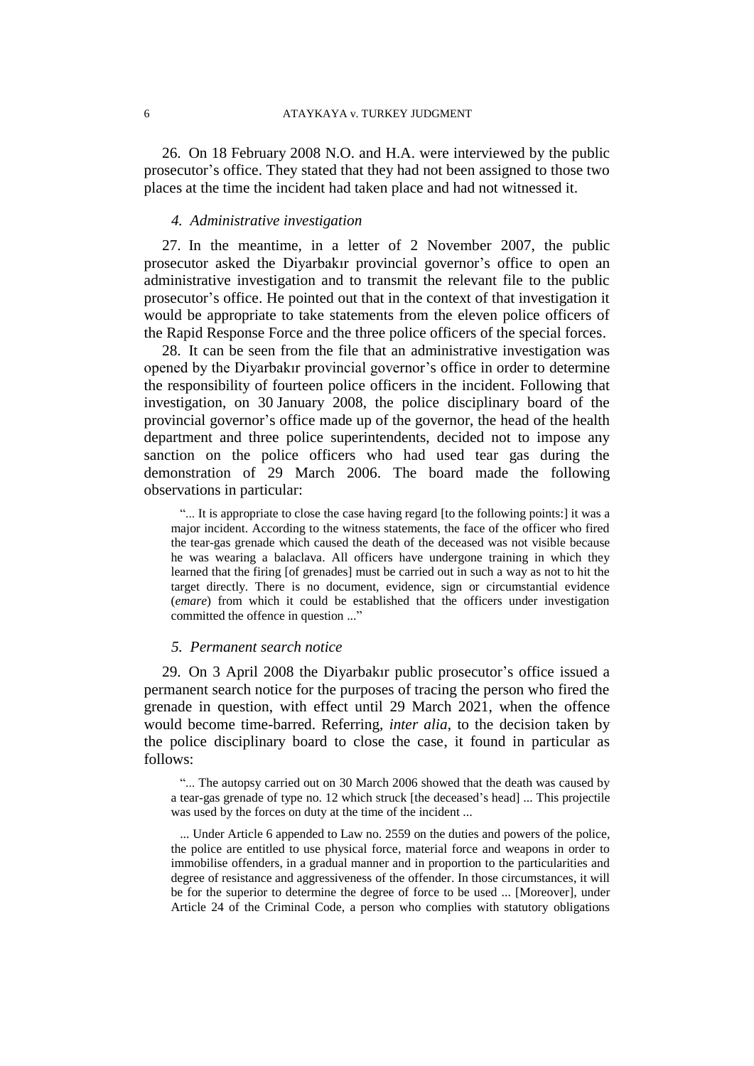26. On 18 February 2008 N.O. and H.A. were interviewed by the public prosecutor's office. They stated that they had not been assigned to those two places at the time the incident had taken place and had not witnessed it.

#### *4. Administrative investigation*

27. In the meantime, in a letter of 2 November 2007, the public prosecutor asked the Diyarbakır provincial governor's office to open an administrative investigation and to transmit the relevant file to the public prosecutor's office. He pointed out that in the context of that investigation it would be appropriate to take statements from the eleven police officers of the Rapid Response Force and the three police officers of the special forces.

28. It can be seen from the file that an administrative investigation was opened by the Diyarbakır provincial governor's office in order to determine the responsibility of fourteen police officers in the incident. Following that investigation, on 30 January 2008, the police disciplinary board of the provincial governor's office made up of the governor, the head of the health department and three police superintendents, decided not to impose any sanction on the police officers who had used tear gas during the demonstration of 29 March 2006. The board made the following observations in particular:

> "... It is appropriate to close the case having regard [to the following points:] it was a major incident. According to the witness statements, the face of the officer who fired the tear-gas grenade which caused the death of the deceased was not visible because he was wearing a balaclava. All officers have undergone training in which they learned that the firing [of grenades] must be carried out in such a way as not to hit the target directly. There is no document, evidence, sign or circumstantial evidence (*emare*) from which it could be established that the officers under investigation committed the offence in question ..."

#### *5. Permanent search notice*

29. On 3 April 2008 the Diyarbakır public prosecutor's office issued a permanent search notice for the purposes of tracing the person who fired the grenade in question, with effect until 29 March 2021, when the offence would become time-barred. Referring, *inter alia*, to the decision taken by the police disciplinary board to close the case, it found in particular as follows:

> "... The autopsy carried out on 30 March 2006 showed that the death was caused by a tear-gas grenade of type no. 12 which struck [the deceased's head] ... This projectile was used by the forces on duty at the time of the incident ...
>
> ... Under Article 6 appended to Law no. 2559 on the duties and powers of the police, the police are entitled to use physical force, material force and weapons in order to immobilise offenders, in a gradual manner and in proportion to the particularities and degree of resistance and aggressiveness of the offender. In those circumstances, it will be for the superior to determine the degree of force to be used ... [Moreover], under Article 24 of the Criminal Code, a person who complies with statutory obligations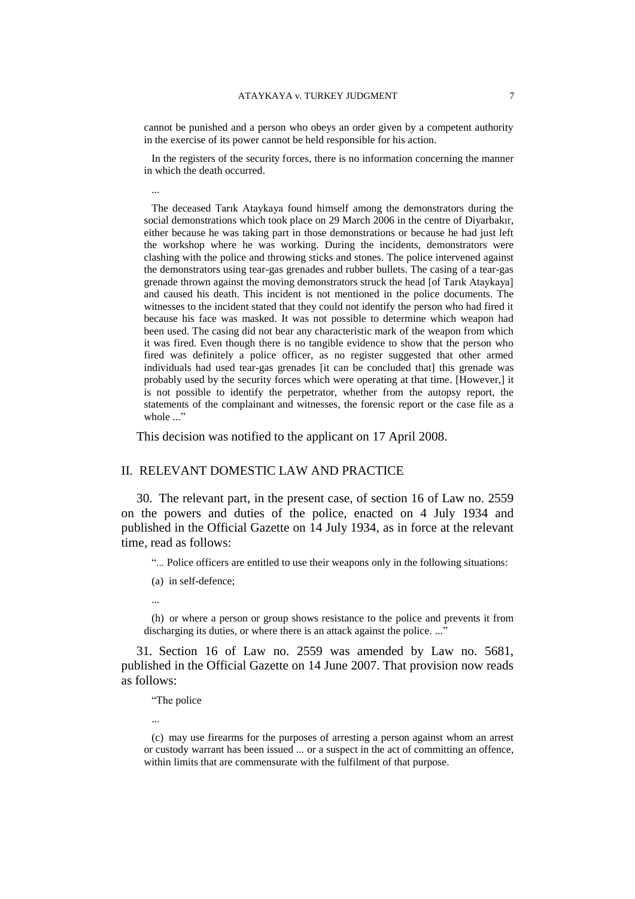cannot be punished and a person who obeys an order given by a competent authority in the exercise of its power cannot be held responsible for his action.

In the registers of the security forces, there is no information concerning the manner in which the death occurred.

...

The deceased Tarık Ataykaya found himself among the demonstrators during the social demonstrations which took place on 29 March 2006 in the centre of Diyarbakır, either because he was taking part in those demonstrations or because he had just left the workshop where he was working. During the incidents, demonstrators were clashing with the police and throwing sticks and stones. The police intervened against the demonstrators using tear-gas grenades and rubber bullets. The casing of a tear-gas grenade thrown against the moving demonstrators struck the head [of Tarık Ataykaya] and caused his death. This incident is not mentioned in the police documents. The witnesses to the incident stated that they could not identify the person who had fired it because his face was masked. It was not possible to determine which weapon had been used. The casing did not bear any characteristic mark of the weapon from which it was fired. Even though there is no tangible evidence to show that the person who fired was definitely a police officer, as no register suggested that other armed individuals had used tear-gas grenades [it can be concluded that] this grenade was probably used by the security forces which were operating at that time. [However,] it is not possible to identify the perpetrator, whether from the autopsy report, the statements of the complainant and witnesses, the forensic report or the case file as a whole ..."

This decision was notified to the applicant on 17 April 2008.

## II. RELEVANT DOMESTIC LAW AND PRACTICE

30. The relevant part, in the present case, of section 16 of Law no. 2559 on the powers and duties of the police, enacted on 4 July 1934 and published in the Official Gazette on 14 July 1934, as in force at the relevant time, read as follows:

"... Police officers are entitled to use their weapons only in the following situations:

(a) in self-defence;

...

(h) or where a person or group shows resistance to the police and prevents it from discharging its duties, or where there is an attack against the police. ..."

31. Section 16 of Law no. 2559 was amended by Law no. 5681, published in the Official Gazette on 14 June 2007. That provision now reads as follows:

"The police

...

(c) may use firearms for the purposes of arresting a person against whom an arrest or custody warrant has been issued ... or a suspect in the act of committing an offence, within limits that are commensurate with the fulfilment of that purpose.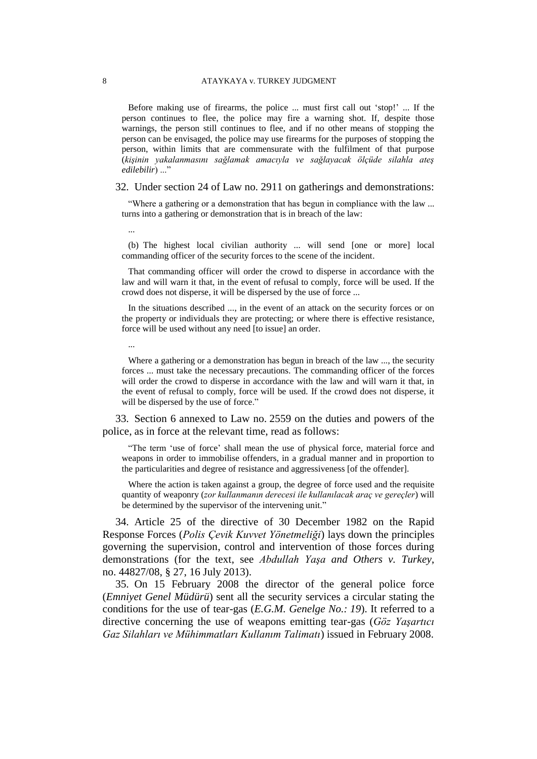Before making use of firearms, the police ... must first call out 'stop!' ... If the person continues to flee, the police may fire a warning shot. If, despite those warnings, the person still continues to flee, and if no other means of stopping the person can be envisaged, the police may use firearms for the purposes of stopping the person, within limits that are commensurate with the fulfilment of that purpose (*kişinin yakalanmasını sağlamak amacıyla ve sağlayacak ölçüde silahla ateş edilebilir*) ..."

32. Under section 24 of Law no. 2911 on gatherings and demonstrations:

> "Where a gathering or a demonstration that has begun in compliance with the law ... turns into a gathering or demonstration that is in breach of the law:
>
> ...
>
> (b) The highest local civilian authority ... will send [one or more] local commanding officer of the security forces to the scene of the incident.
>
> That commanding officer will order the crowd to disperse in accordance with the law and will warn it that, in the event of refusal to comply, force will be used. If the crowd does not disperse, it will be dispersed by the use of force ...
>
> In the situations described ..., in the event of an attack on the security forces or on the property or individuals they are protecting; or where there is effective resistance, force will be used without any need [to issue] an order.
>
> ...
>
> Where a gathering or a demonstration has begun in breach of the law ..., the security forces ... must take the necessary precautions. The commanding officer of the forces will order the crowd to disperse in accordance with the law and will warn it that, in the event of refusal to comply, force will be used. If the crowd does not disperse, it will be dispersed by the use of force."

33. Section 6 annexed to Law no. 2559 on the duties and powers of the police, as in force at the relevant time, read as follows:

> "The term 'use of force' shall mean the use of physical force, material force and weapons in order to immobilise offenders, in a gradual manner and in proportion to the particularities and degree of resistance and aggressiveness [of the offender].
>
> Where the action is taken against a group, the degree of force used and the requisite quantity of weaponry (*zor kullanmanın derecesi ile kullanılacak araç ve gereçler*) will be determined by the supervisor of the intervening unit."

34. Article 25 of the directive of 30 December 1982 on the Rapid Response Forces (*Polis Çevik Kuvvet Yönetmeliği*) lays down the principles governing the supervision, control and intervention of those forces during demonstrations (for the text, see *Abdullah Yaşa and Others v. Turkey*, no. 44827/08, § 27, 16 July 2013).

35. On 15 February 2008 the director of the general police force (*Emniyet Genel Müdürü*) sent all the security services a circular stating the conditions for the use of tear-gas (*E.G.M. Genelge No.: 19*). It referred to a directive concerning the use of weapons emitting tear-gas (*Göz Yaşartıcı Gaz Silahları ve Mühimmatları Kullanım Talimatı*) issued in February 2008.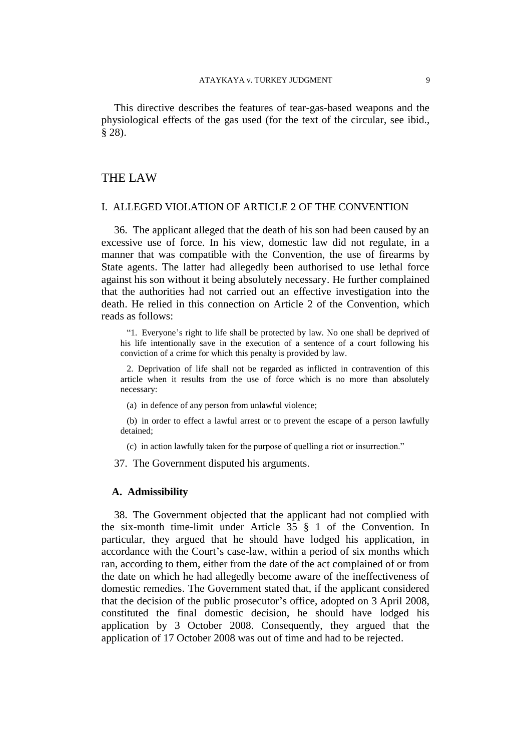This directive describes the features of tear-gas-based weapons and the physiological effects of the gas used (for the text of the circular, see ibid., § 28).

# THE LAW

## I. ALLEGED VIOLATION OF ARTICLE 2 OF THE CONVENTION

36. The applicant alleged that the death of his son had been caused by an excessive use of force. In his view, domestic law did not regulate, in a manner that was compatible with the Convention, the use of firearms by State agents. The latter had allegedly been authorised to use lethal force against his son without it being absolutely necessary. He further complained that the authorities had not carried out an effective investigation into the death. He relied in this connection on Article 2 of the Convention, which reads as follows:

> "1. Everyone's right to life shall be protected by law. No one shall be deprived of his life intentionally save in the execution of a sentence of a court following his conviction of a crime for which this penalty is provided by law.
>
> 2. Deprivation of life shall not be regarded as inflicted in contravention of this article when it results from the use of force which is no more than absolutely necessary:
>
> (a) in defence of any person from unlawful violence;
>
> (b) in order to effect a lawful arrest or to prevent the escape of a person lawfully detained;
>
> (c) in action lawfully taken for the purpose of quelling a riot or insurrection."

37. The Government disputed his arguments.

### A. Admissibility

38. The Government objected that the applicant had not complied with the six-month time-limit under Article 35 § 1 of the Convention. In particular, they argued that he should have lodged his application, in accordance with the Court's case-law, within a period of six months which ran, according to them, either from the date of the act complained of or from the date on which he had allegedly become aware of the ineffectiveness of domestic remedies. The Government stated that, if the applicant considered that the decision of the public prosecutor's office, adopted on 3 April 2008, constituted the final domestic decision, he should have lodged his application by 3 October 2008. Consequently, they argued that the application of 17 October 2008 was out of time and had to be rejected.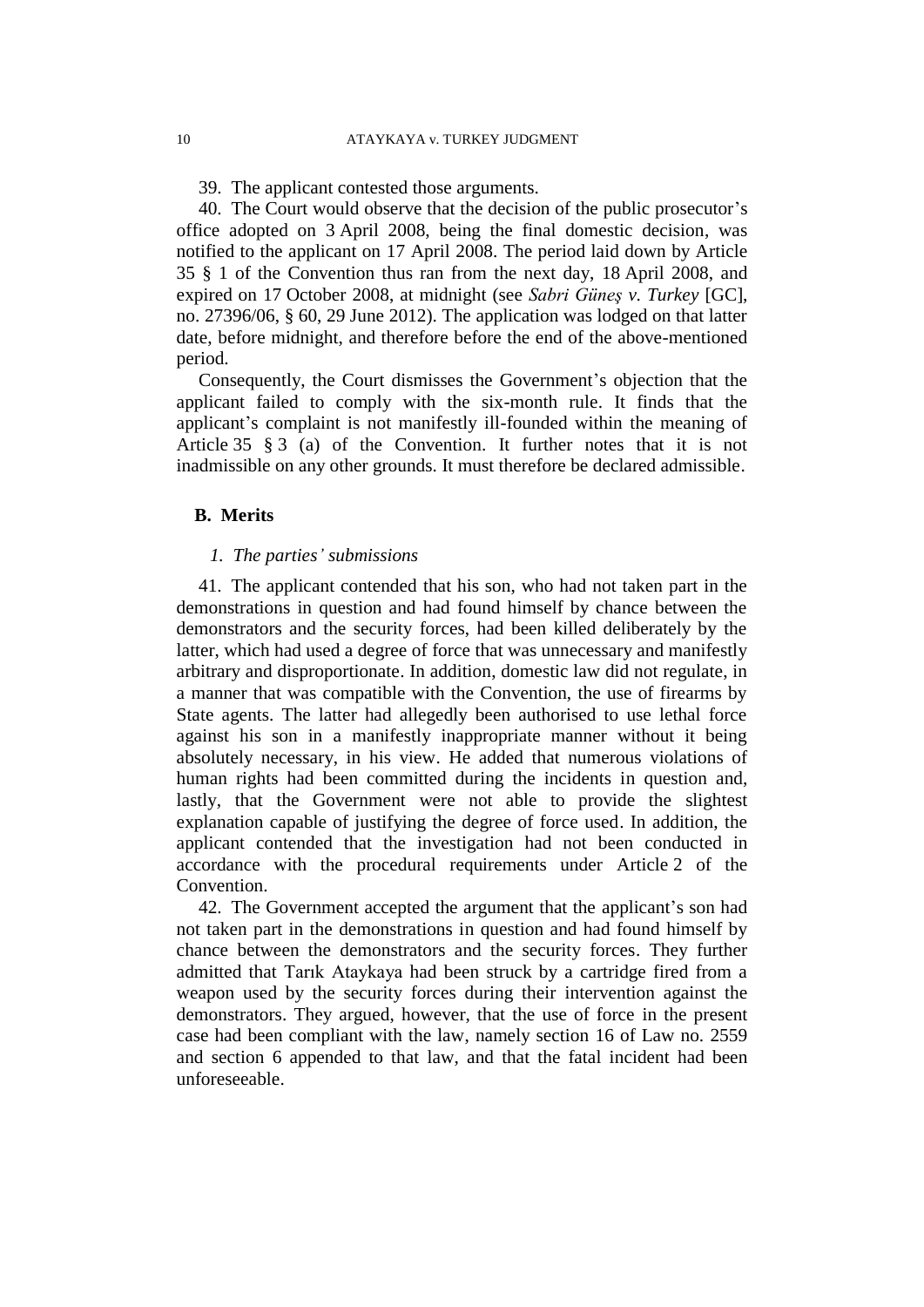39. The applicant contested those arguments.

40. The Court would observe that the decision of the public prosecutor's office adopted on 3 April 2008, being the final domestic decision, was notified to the applicant on 17 April 2008. The period laid down by Article 35 § 1 of the Convention thus ran from the next day, 18 April 2008, and expired on 17 October 2008, at midnight (see *Sabri Güneş v. Turkey* [GC], no. 27396/06, § 60, 29 June 2012). The application was lodged on that latter date, before midnight, and therefore before the end of the above-mentioned period.

Consequently, the Court dismisses the Government's objection that the applicant failed to comply with the six-month rule. It finds that the applicant's complaint is not manifestly ill-founded within the meaning of Article 35 § 3 (a) of the Convention. It further notes that it is not inadmissible on any other grounds. It must therefore be declared admissible.

## B. Merits

### *1. The parties' submissions*

41. The applicant contended that his son, who had not taken part in the demonstrations in question and had found himself by chance between the demonstrators and the security forces, had been killed deliberately by the latter, which had used a degree of force that was unnecessary and manifestly arbitrary and disproportionate. In addition, domestic law did not regulate, in a manner that was compatible with the Convention, the use of firearms by State agents. The latter had allegedly been authorised to use lethal force against his son in a manifestly inappropriate manner without it being absolutely necessary, in his view. He added that numerous violations of human rights had been committed during the incidents in question and, lastly, that the Government were not able to provide the slightest explanation capable of justifying the degree of force used. In addition, the applicant contended that the investigation had not been conducted in accordance with the procedural requirements under Article 2 of the Convention.

42. The Government accepted the argument that the applicant's son had not taken part in the demonstrations in question and had found himself by chance between the demonstrators and the security forces. They further admitted that Tarık Ataykaya had been struck by a cartridge fired from a weapon used by the security forces during their intervention against the demonstrators. They argued, however, that the use of force in the present case had been compliant with the law, namely section 16 of Law no. 2559 and section 6 appended to that law, and that the fatal incident had been unforeseeable.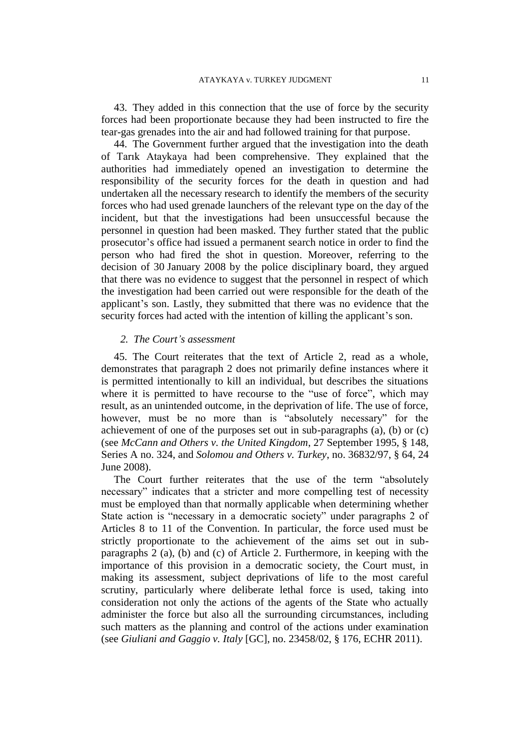43. They added in this connection that the use of force by the security forces had been proportionate because they had been instructed to fire the tear-gas grenades into the air and had followed training for that purpose.

44. The Government further argued that the investigation into the death of Tarık Ataykaya had been comprehensive. They explained that the authorities had immediately opened an investigation to determine the responsibility of the security forces for the death in question and had undertaken all the necessary research to identify the members of the security forces who had used grenade launchers of the relevant type on the day of the incident, but that the investigations had been unsuccessful because the personnel in question had been masked. They further stated that the public prosecutor's office had issued a permanent search notice in order to find the person who had fired the shot in question. Moreover, referring to the decision of 30 January 2008 by the police disciplinary board, they argued that there was no evidence to suggest that the personnel in respect of which the investigation had been carried out were responsible for the death of the applicant's son. Lastly, they submitted that there was no evidence that the security forces had acted with the intention of killing the applicant's son.

### *2. The Court's assessment*

45. The Court reiterates that the text of Article 2, read as a whole, demonstrates that paragraph 2 does not primarily define instances where it is permitted intentionally to kill an individual, but describes the situations where it is permitted to have recourse to the "use of force", which may result, as an unintended outcome, in the deprivation of life. The use of force, however, must be no more than is "absolutely necessary" for the achievement of one of the purposes set out in sub-paragraphs (a), (b) or (c) (see *McCann and Others v. the United Kingdom*, 27 September 1995, § 148, Series A no. 324, and *Solomou and Others v. Turkey*, no. 36832/97, § 64, 24 June 2008).

The Court further reiterates that the use of the term "absolutely necessary" indicates that a stricter and more compelling test of necessity must be employed than that normally applicable when determining whether State action is "necessary in a democratic society" under paragraphs 2 of Articles 8 to 11 of the Convention. In particular, the force used must be strictly proportionate to the achievement of the aims set out in sub-paragraphs 2 (a), (b) and (c) of Article 2. Furthermore, in keeping with the importance of this provision in a democratic society, the Court must, in making its assessment, subject deprivations of life to the most careful scrutiny, particularly where deliberate lethal force is used, taking into consideration not only the actions of the agents of the State who actually administer the force but also all the surrounding circumstances, including such matters as the planning and control of the actions under examination (see *Giuliani and Gaggio v. Italy* [GC], no. 23458/02, § 176, ECHR 2011).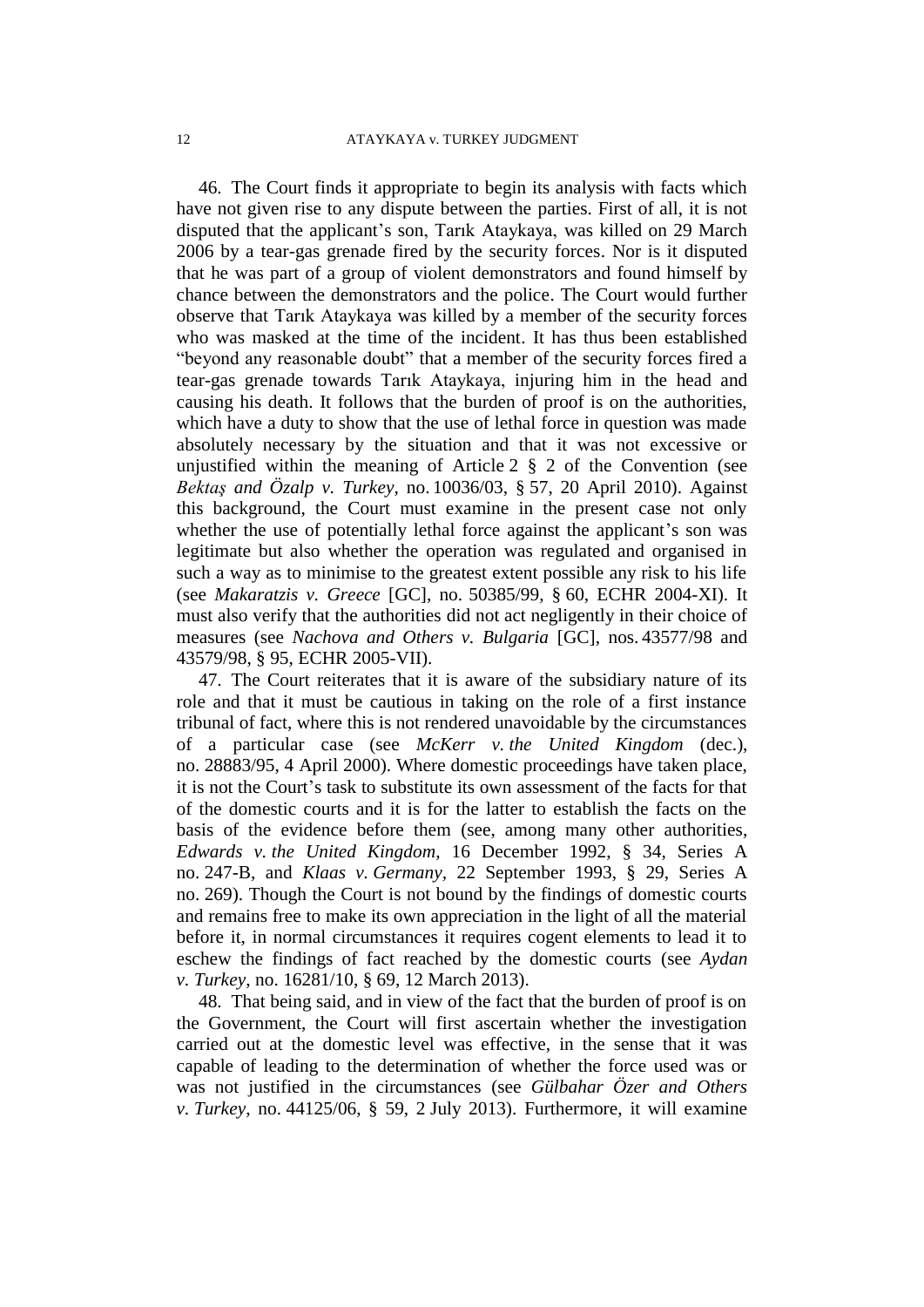46. The Court finds it appropriate to begin its analysis with facts which have not given rise to any dispute between the parties. First of all, it is not disputed that the applicant's son, Tarık Ataykaya, was killed on 29 March 2006 by a tear-gas grenade fired by the security forces. Nor is it disputed that he was part of a group of violent demonstrators and found himself by chance between the demonstrators and the police. The Court would further observe that Tarık Ataykaya was killed by a member of the security forces who was masked at the time of the incident. It has thus been established "beyond any reasonable doubt" that a member of the security forces fired a tear-gas grenade towards Tarık Ataykaya, injuring him in the head and causing his death. It follows that the burden of proof is on the authorities, which have a duty to show that the use of lethal force in question was made absolutely necessary by the situation and that it was not excessive or unjustified within the meaning of Article 2 § 2 of the Convention (see *Bektaş and Özalp v. Turkey*, no. 10036/03, § 57, 20 April 2010). Against this background, the Court must examine in the present case not only whether the use of potentially lethal force against the applicant's son was legitimate but also whether the operation was regulated and organised in such a way as to minimise to the greatest extent possible any risk to his life (see *Makaratzis v. Greece* [GC], no. 50385/99, § 60, ECHR 2004-XI). It must also verify that the authorities did not act negligently in their choice of measures (see *Nachova and Others v. Bulgaria* [GC], nos. 43577/98 and 43579/98, § 95, ECHR 2005-VII).

47. The Court reiterates that it is aware of the subsidiary nature of its role and that it must be cautious in taking on the role of a first instance tribunal of fact, where this is not rendered unavoidable by the circumstances of a particular case (see *McKerr v. the United Kingdom* (dec.), no. 28883/95, 4 April 2000). Where domestic proceedings have taken place, it is not the Court's task to substitute its own assessment of the facts for that of the domestic courts and it is for the latter to establish the facts on the basis of the evidence before them (see, among many other authorities, *Edwards v. the United Kingdom,* 16 December 1992, § 34, Series A no. 247-B, and *Klaas v. Germany,* 22 September 1993, § 29, Series A no. 269). Though the Court is not bound by the findings of domestic courts and remains free to make its own appreciation in the light of all the material before it, in normal circumstances it requires cogent elements to lead it to eschew the findings of fact reached by the domestic courts (see *Aydan v. Turkey*, no. 16281/10, § 69, 12 March 2013).

48. That being said, and in view of the fact that the burden of proof is on the Government, the Court will first ascertain whether the investigation carried out at the domestic level was effective, in the sense that it was capable of leading to the determination of whether the force used was or was not justified in the circumstances (see *Gülbahar Özer and Others v. Turkey*, no. 44125/06, § 59, 2 July 2013). Furthermore, it will examine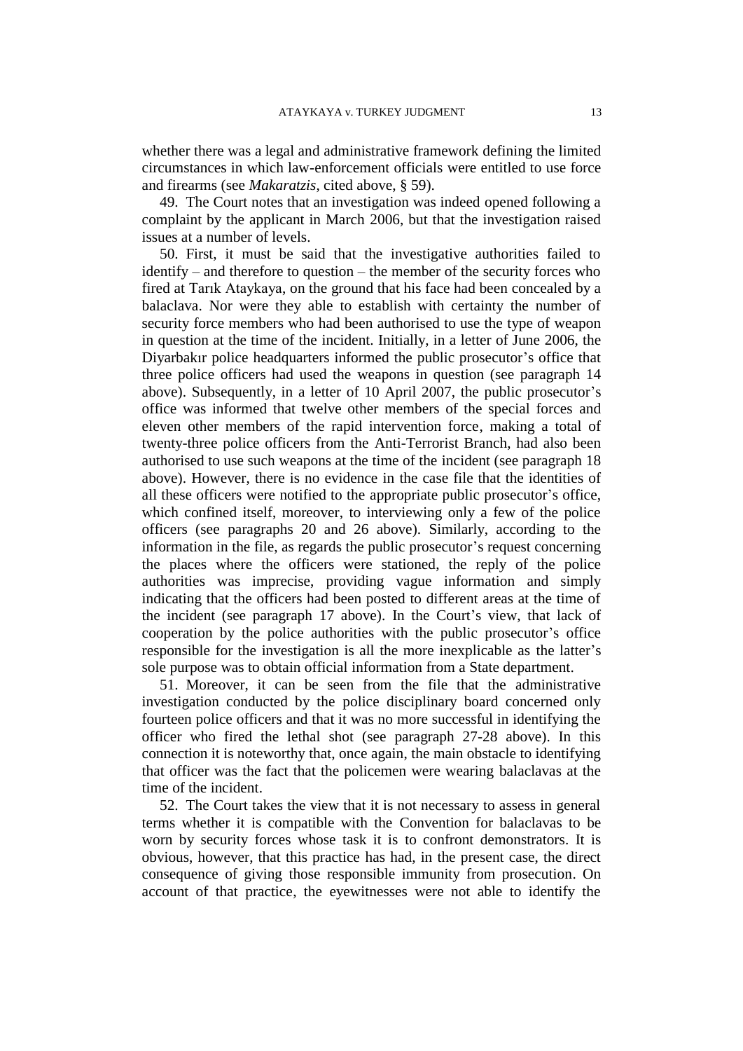whether there was a legal and administrative framework defining the limited circumstances in which law-enforcement officials were entitled to use force and firearms (see *Makaratzis*, cited above, § 59).

49. The Court notes that an investigation was indeed opened following a complaint by the applicant in March 2006, but that the investigation raised issues at a number of levels.

50. First, it must be said that the investigative authorities failed to identify – and therefore to question – the member of the security forces who fired at Tarık Ataykaya, on the ground that his face had been concealed by a balaclava. Nor were they able to establish with certainty the number of security force members who had been authorised to use the type of weapon in question at the time of the incident. Initially, in a letter of June 2006, the Diyarbakır police headquarters informed the public prosecutor's office that three police officers had used the weapons in question (see paragraph 14 above). Subsequently, in a letter of 10 April 2007, the public prosecutor's office was informed that twelve other members of the special forces and eleven other members of the rapid intervention force, making a total of twenty-three police officers from the Anti-Terrorist Branch, had also been authorised to use such weapons at the time of the incident (see paragraph 18 above). However, there is no evidence in the case file that the identities of all these officers were notified to the appropriate public prosecutor's office, which confined itself, moreover, to interviewing only a few of the police officers (see paragraphs 20 and 26 above). Similarly, according to the information in the file, as regards the public prosecutor's request concerning the places where the officers were stationed, the reply of the police authorities was imprecise, providing vague information and simply indicating that the officers had been posted to different areas at the time of the incident (see paragraph 17 above). In the Court's view, that lack of cooperation by the police authorities with the public prosecutor's office responsible for the investigation is all the more inexplicable as the latter's sole purpose was to obtain official information from a State department.

51. Moreover, it can be seen from the file that the administrative investigation conducted by the police disciplinary board concerned only fourteen police officers and that it was no more successful in identifying the officer who fired the lethal shot (see paragraph 27-28 above). In this connection it is noteworthy that, once again, the main obstacle to identifying that officer was the fact that the policemen were wearing balaclavas at the time of the incident.

52. The Court takes the view that it is not necessary to assess in general terms whether it is compatible with the Convention for balaclavas to be worn by security forces whose task it is to confront demonstrators. It is obvious, however, that this practice has had, in the present case, the direct consequence of giving those responsible immunity from prosecution. On account of that practice, the eyewitnesses were not able to identify the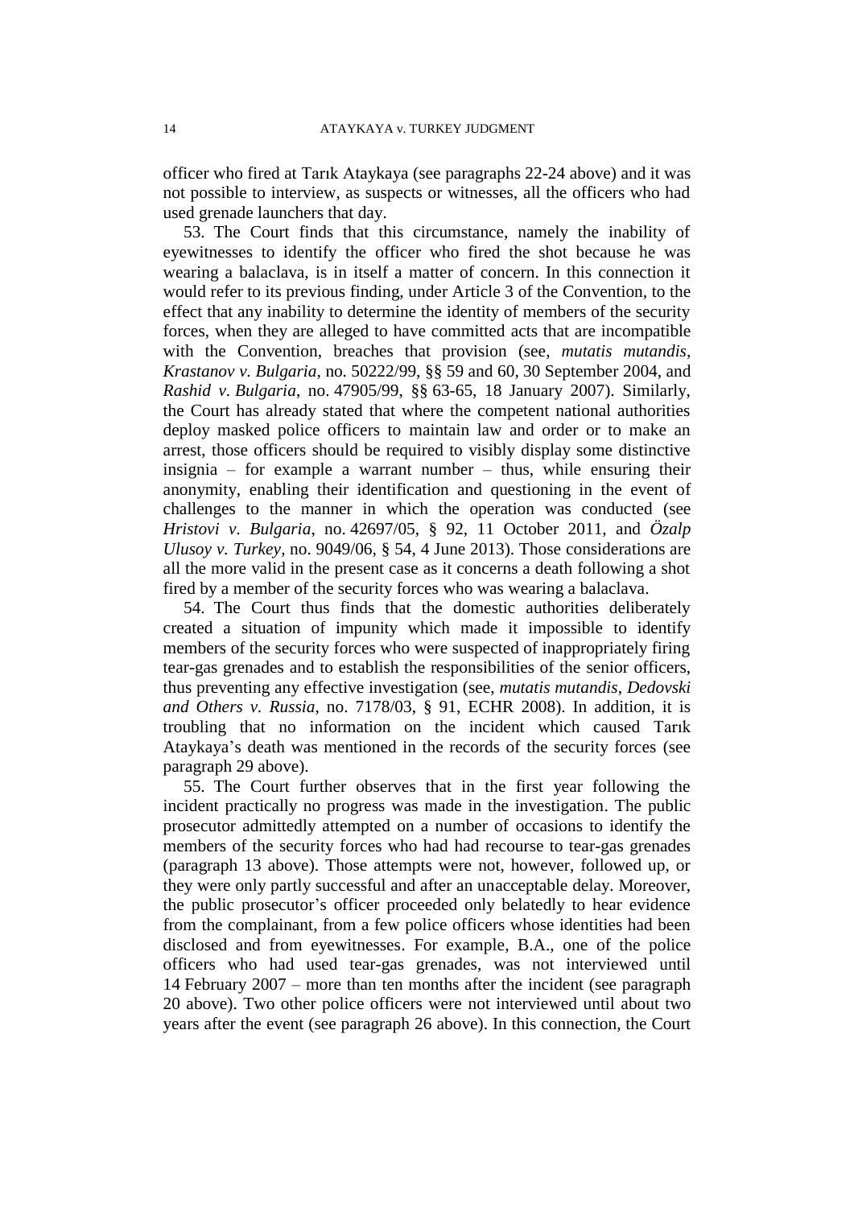officer who fired at Tarık Ataykaya (see paragraphs 22-24 above) and it was not possible to interview, as suspects or witnesses, all the officers who had used grenade launchers that day.

53. The Court finds that this circumstance, namely the inability of eyewitnesses to identify the officer who fired the shot because he was wearing a balaclava, is in itself a matter of concern. In this connection it would refer to its previous finding, under Article 3 of the Convention, to the effect that any inability to determine the identity of members of the security forces, when they are alleged to have committed acts that are incompatible with the Convention, breaches that provision (see, *mutatis mutandis*, *Krastanov v. Bulgaria*, no. 50222/99, §§ 59 and 60, 30 September 2004, and *Rashid v. Bulgaria*, no. 47905/99, §§ 63-65, 18 January 2007). Similarly, the Court has already stated that where the competent national authorities deploy masked police officers to maintain law and order or to make an arrest, those officers should be required to visibly display some distinctive insignia – for example a warrant number – thus, while ensuring their anonymity, enabling their identification and questioning in the event of challenges to the manner in which the operation was conducted (see *Hristovi v. Bulgaria*, no. 42697/05, § 92, 11 October 2011, and *Özalp Ulusoy v. Turkey*, no. 9049/06, § 54, 4 June 2013). Those considerations are all the more valid in the present case as it concerns a death following a shot fired by a member of the security forces who was wearing a balaclava.

54. The Court thus finds that the domestic authorities deliberately created a situation of impunity which made it impossible to identify members of the security forces who were suspected of inappropriately firing tear-gas grenades and to establish the responsibilities of the senior officers, thus preventing any effective investigation (see, *mutatis mutandis*, *Dedovski and Others v. Russia*, no. 7178/03, § 91, ECHR 2008). In addition, it is troubling that no information on the incident which caused Tarık Ataykaya's death was mentioned in the records of the security forces (see paragraph 29 above).

55. The Court further observes that in the first year following the incident practically no progress was made in the investigation. The public prosecutor admittedly attempted on a number of occasions to identify the members of the security forces who had had recourse to tear-gas grenades (paragraph 13 above). Those attempts were not, however, followed up, or they were only partly successful and after an unacceptable delay. Moreover, the public prosecutor's officer proceeded only belatedly to hear evidence from the complainant, from a few police officers whose identities had been disclosed and from eyewitnesses. For example, B.A., one of the police officers who had used tear-gas grenades, was not interviewed until 14 February 2007 – more than ten months after the incident (see paragraph 20 above). Two other police officers were not interviewed until about two years after the event (see paragraph 26 above). In this connection, the Court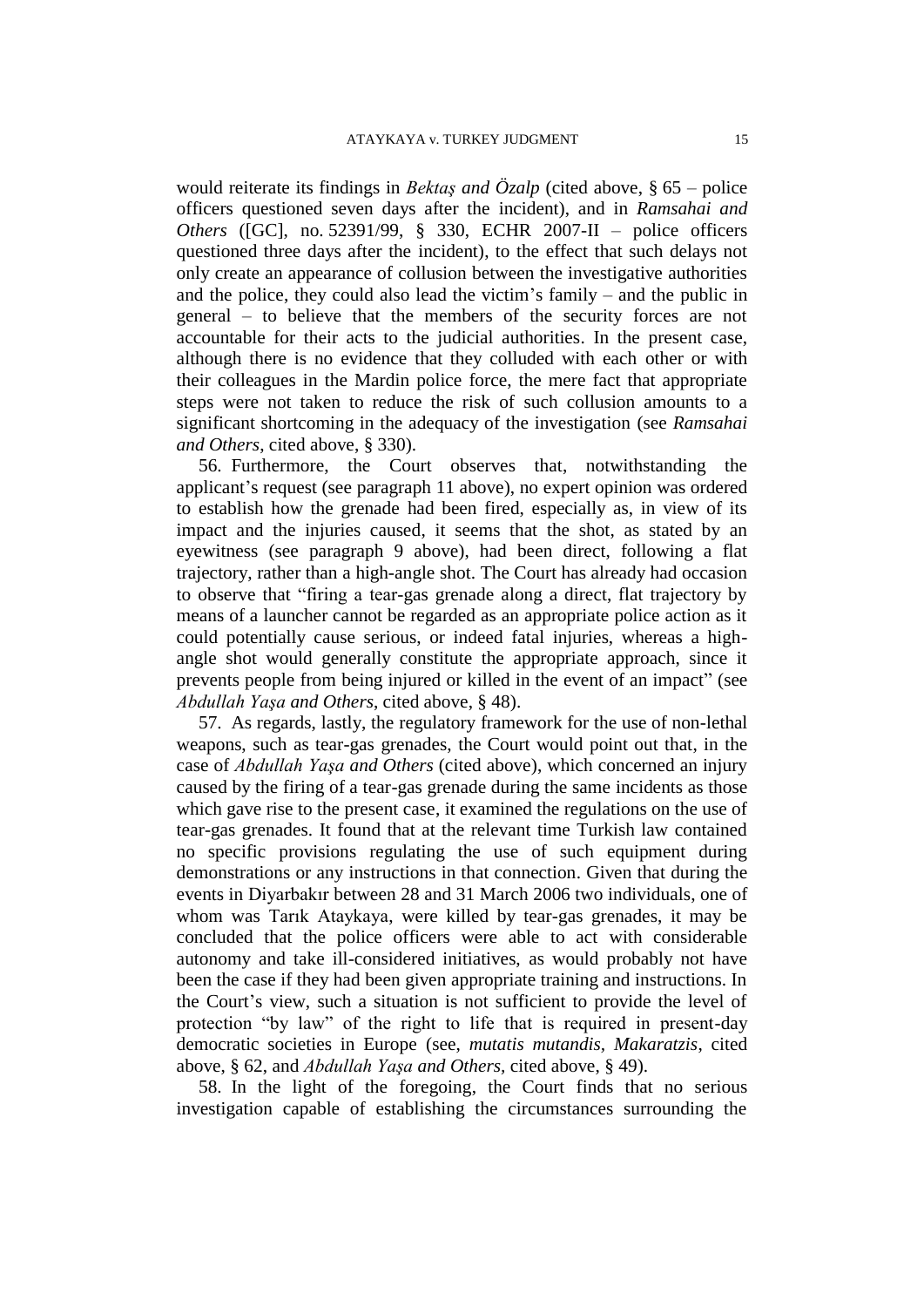would reiterate its findings in *Bektaş and Özalp* (cited above, § 65 – police officers questioned seven days after the incident), and in *Ramsahai and Others* ([GC], no. 52391/99, § 330, ECHR 2007-II – police officers questioned three days after the incident), to the effect that such delays not only create an appearance of collusion between the investigative authorities and the police, they could also lead the victim's family – and the public in general – to believe that the members of the security forces are not accountable for their acts to the judicial authorities. In the present case, although there is no evidence that they colluded with each other or with their colleagues in the Mardin police force, the mere fact that appropriate steps were not taken to reduce the risk of such collusion amounts to a significant shortcoming in the adequacy of the investigation (see *Ramsahai and Others*, cited above, § 330).

56. Furthermore, the Court observes that, notwithstanding the applicant's request (see paragraph 11 above), no expert opinion was ordered to establish how the grenade had been fired, especially as, in view of its impact and the injuries caused, it seems that the shot, as stated by an eyewitness (see paragraph 9 above), had been direct, following a flat trajectory, rather than a high-angle shot. The Court has already had occasion to observe that "firing a tear-gas grenade along a direct, flat trajectory by means of a launcher cannot be regarded as an appropriate police action as it could potentially cause serious, or indeed fatal injuries, whereas a high-angle shot would generally constitute the appropriate approach, since it prevents people from being injured or killed in the event of an impact" (see *Abdullah Yaşa and Others*, cited above, § 48).

57. As regards, lastly, the regulatory framework for the use of non-lethal weapons, such as tear-gas grenades, the Court would point out that, in the case of *Abdullah Yaşa and Others* (cited above), which concerned an injury caused by the firing of a tear-gas grenade during the same incidents as those which gave rise to the present case, it examined the regulations on the use of tear-gas grenades. It found that at the relevant time Turkish law contained no specific provisions regulating the use of such equipment during demonstrations or any instructions in that connection. Given that during the events in Diyarbakır between 28 and 31 March 2006 two individuals, one of whom was Tarık Ataykaya, were killed by tear-gas grenades, it may be concluded that the police officers were able to act with considerable autonomy and take ill-considered initiatives, as would probably not have been the case if they had been given appropriate training and instructions. In the Court's view, such a situation is not sufficient to provide the level of protection "by law" of the right to life that is required in present-day democratic societies in Europe (see, *mutatis mutandis*, *Makaratzis*, cited above, § 62, and *Abdullah Yaşa and Others*, cited above, § 49).

58. In the light of the foregoing, the Court finds that no serious investigation capable of establishing the circumstances surrounding the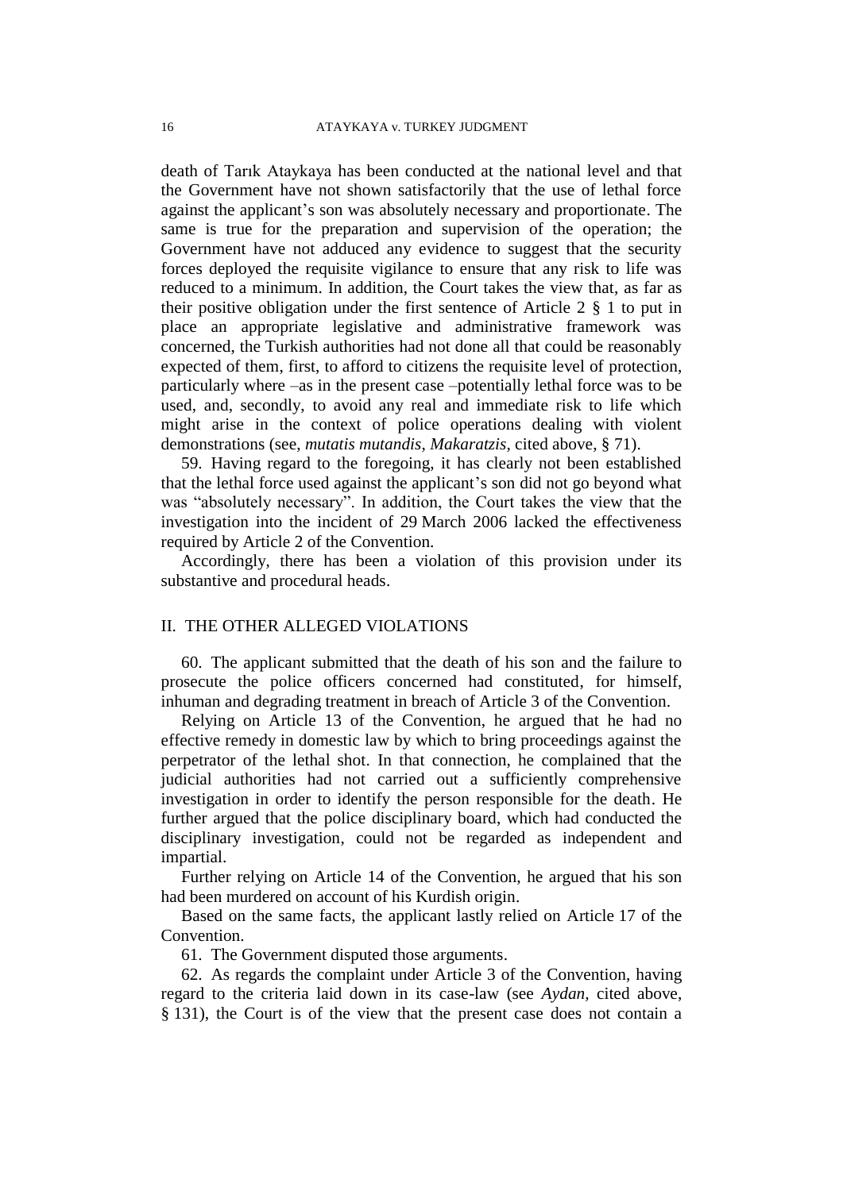death of Tarık Ataykaya has been conducted at the national level and that the Government have not shown satisfactorily that the use of lethal force against the applicant's son was absolutely necessary and proportionate. The same is true for the preparation and supervision of the operation; the Government have not adduced any evidence to suggest that the security forces deployed the requisite vigilance to ensure that any risk to life was reduced to a minimum. In addition, the Court takes the view that, as far as their positive obligation under the first sentence of Article 2 § 1 to put in place an appropriate legislative and administrative framework was concerned, the Turkish authorities had not done all that could be reasonably expected of them, first, to afford to citizens the requisite level of protection, particularly where –as in the present case –potentially lethal force was to be used, and, secondly, to avoid any real and immediate risk to life which might arise in the context of police operations dealing with violent demonstrations (see, *mutatis mutandis*, *Makaratzis*, cited above, § 71).

59. Having regard to the foregoing, it has clearly not been established that the lethal force used against the applicant's son did not go beyond what was "absolutely necessary". In addition, the Court takes the view that the investigation into the incident of 29 March 2006 lacked the effectiveness required by Article 2 of the Convention.

Accordingly, there has been a violation of this provision under its substantive and procedural heads.

## II. THE OTHER ALLEGED VIOLATIONS

60. The applicant submitted that the death of his son and the failure to prosecute the police officers concerned had constituted, for himself, inhuman and degrading treatment in breach of Article 3 of the Convention.

Relying on Article 13 of the Convention, he argued that he had no effective remedy in domestic law by which to bring proceedings against the perpetrator of the lethal shot. In that connection, he complained that the judicial authorities had not carried out a sufficiently comprehensive investigation in order to identify the person responsible for the death. He further argued that the police disciplinary board, which had conducted the disciplinary investigation, could not be regarded as independent and impartial.

Further relying on Article 14 of the Convention, he argued that his son had been murdered on account of his Kurdish origin.

Based on the same facts, the applicant lastly relied on Article 17 of the Convention.

61. The Government disputed those arguments.

62. As regards the complaint under Article 3 of the Convention, having regard to the criteria laid down in its case-law (see *Aydan*, cited above, § 131), the Court is of the view that the present case does not contain a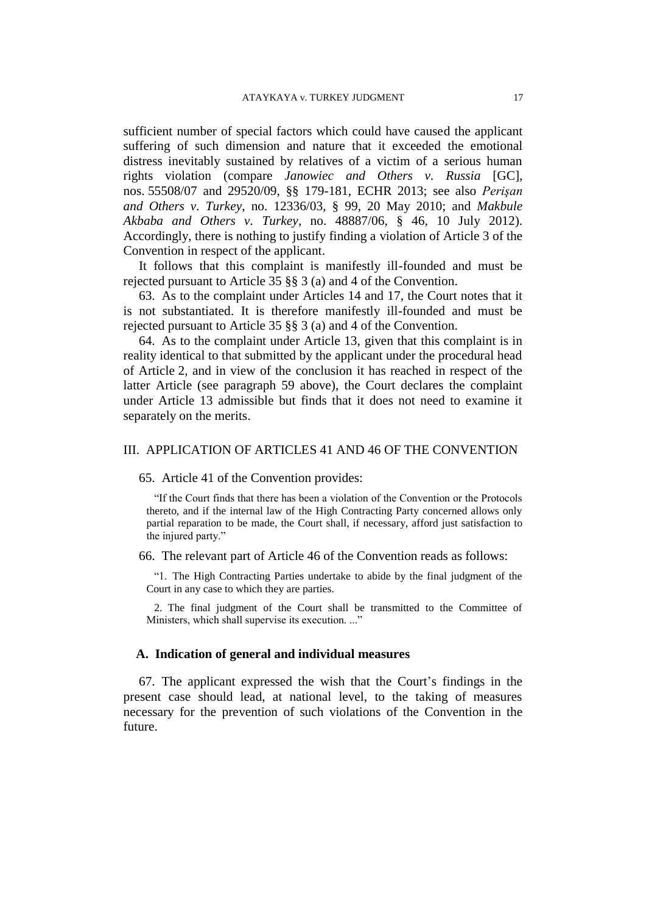sufficient number of special factors which could have caused the applicant suffering of such dimension and nature that it exceeded the emotional distress inevitably sustained by relatives of a victim of a serious human rights violation (compare *Janowiec and Others v. Russia* [GC], nos. 55508/07 and 29520/09, §§ 179-181, ECHR 2013; see also *Perişan and Others v. Turkey*, no. 12336/03, § 99, 20 May 2010; and *Makbule Akbaba and Others v. Turkey*, no. 48887/06, § 46, 10 July 2012). Accordingly, there is nothing to justify finding a violation of Article 3 of the Convention in respect of the applicant.

It follows that this complaint is manifestly ill-founded and must be rejected pursuant to Article 35 §§ 3 (a) and 4 of the Convention.

63. As to the complaint under Articles 14 and 17, the Court notes that it is not substantiated. It is therefore manifestly ill-founded and must be rejected pursuant to Article 35 §§ 3 (a) and 4 of the Convention.

64. As to the complaint under Article 13, given that this complaint is in reality identical to that submitted by the applicant under the procedural head of Article 2, and in view of the conclusion it has reached in respect of the latter Article (see paragraph 59 above), the Court declares the complaint under Article 13 admissible but finds that it does not need to examine it separately on the merits.

## III. APPLICATION OF ARTICLES 41 AND 46 OF THE CONVENTION

65. Article 41 of the Convention provides:

> "If the Court finds that there has been a violation of the Convention or the Protocols thereto, and if the internal law of the High Contracting Party concerned allows only partial reparation to be made, the Court shall, if necessary, afford just satisfaction to the injured party."

66. The relevant part of Article 46 of the Convention reads as follows:

> "1. The High Contracting Parties undertake to abide by the final judgment of the Court in any case to which they are parties.
>
> 2. The final judgment of the Court shall be transmitted to the Committee of Ministers, which shall supervise its execution. ..."

### A. Indication of general and individual measures

67. The applicant expressed the wish that the Court's findings in the present case should lead, at national level, to the taking of measures necessary for the prevention of such violations of the Convention in the future.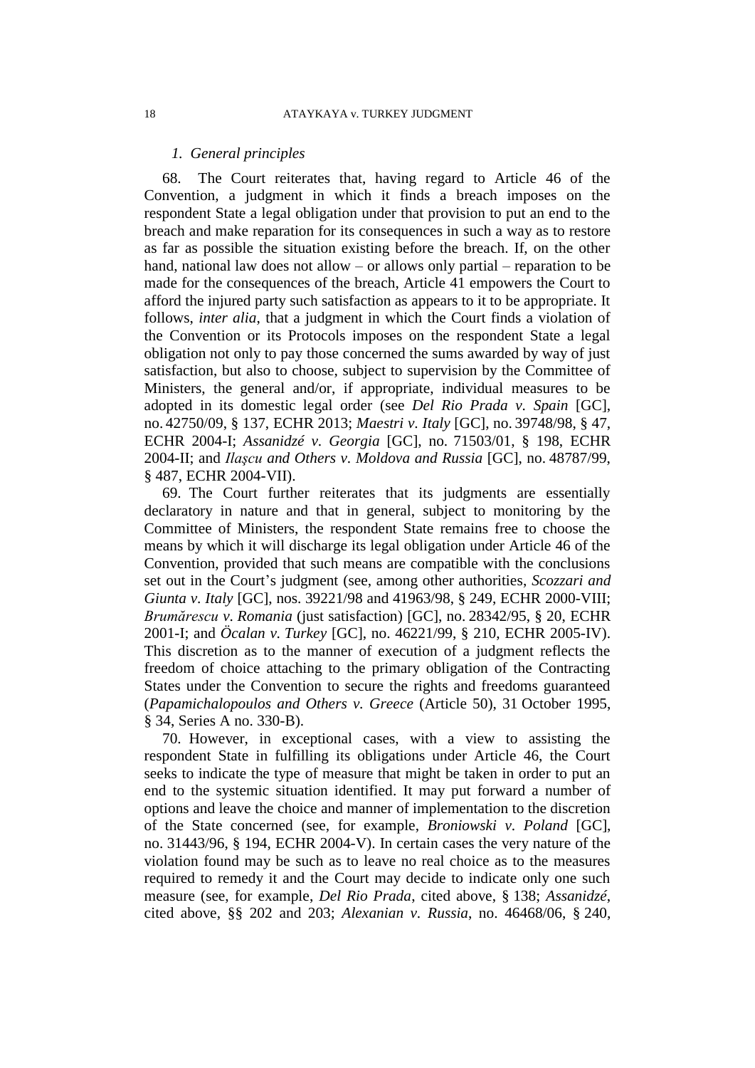### *1. General principles*

68. The Court reiterates that, having regard to Article 46 of the Convention, a judgment in which it finds a breach imposes on the respondent State a legal obligation under that provision to put an end to the breach and make reparation for its consequences in such a way as to restore as far as possible the situation existing before the breach. If, on the other hand, national law does not allow – or allows only partial – reparation to be made for the consequences of the breach, Article 41 empowers the Court to afford the injured party such satisfaction as appears to it to be appropriate. It follows, *inter alia*, that a judgment in which the Court finds a violation of the Convention or its Protocols imposes on the respondent State a legal obligation not only to pay those concerned the sums awarded by way of just satisfaction, but also to choose, subject to supervision by the Committee of Ministers, the general and/or, if appropriate, individual measures to be adopted in its domestic legal order (see *Del Rio Prada v. Spain* [GC], no. 42750/09, § 137, ECHR 2013; *Maestri v. Italy* [GC], no. 39748/98, § 47, ECHR 2004-I; *Assanidzé v. Georgia* [GC], no. 71503/01, § 198, ECHR 2004-II; and *Ilaşcu and Others v. Moldova and Russia* [GC], no. 48787/99, § 487, ECHR 2004-VII).

69. The Court further reiterates that its judgments are essentially declaratory in nature and that in general, subject to monitoring by the Committee of Ministers, the respondent State remains free to choose the means by which it will discharge its legal obligation under Article 46 of the Convention, provided that such means are compatible with the conclusions set out in the Court's judgment (see, among other authorities, *Scozzari and Giunta v. Italy* [GC], nos. 39221/98 and 41963/98, § 249, ECHR 2000-VIII; *Brumărescu v. Romania* (just satisfaction) [GC], no. 28342/95, § 20, ECHR 2001-I; and *Öcalan v. Turkey* [GC], no. 46221/99, § 210, ECHR 2005-IV). This discretion as to the manner of execution of a judgment reflects the freedom of choice attaching to the primary obligation of the Contracting States under the Convention to secure the rights and freedoms guaranteed (*Papamichalopoulos and Others v. Greece* (Article 50), 31 October 1995, § 34, Series A no. 330-B).

70. However, in exceptional cases, with a view to assisting the respondent State in fulfilling its obligations under Article 46, the Court seeks to indicate the type of measure that might be taken in order to put an end to the systemic situation identified. It may put forward a number of options and leave the choice and manner of implementation to the discretion of the State concerned (see, for example, *Broniowski v. Poland* [GC], no. 31443/96, § 194, ECHR 2004-V). In certain cases the very nature of the violation found may be such as to leave no real choice as to the measures required to remedy it and the Court may decide to indicate only one such measure (see, for example, *Del Rio Prada*, cited above, § 138; *Assanidzé*, cited above, §§ 202 and 203; *Alexanian v. Russia*, no. 46468/06, § 240,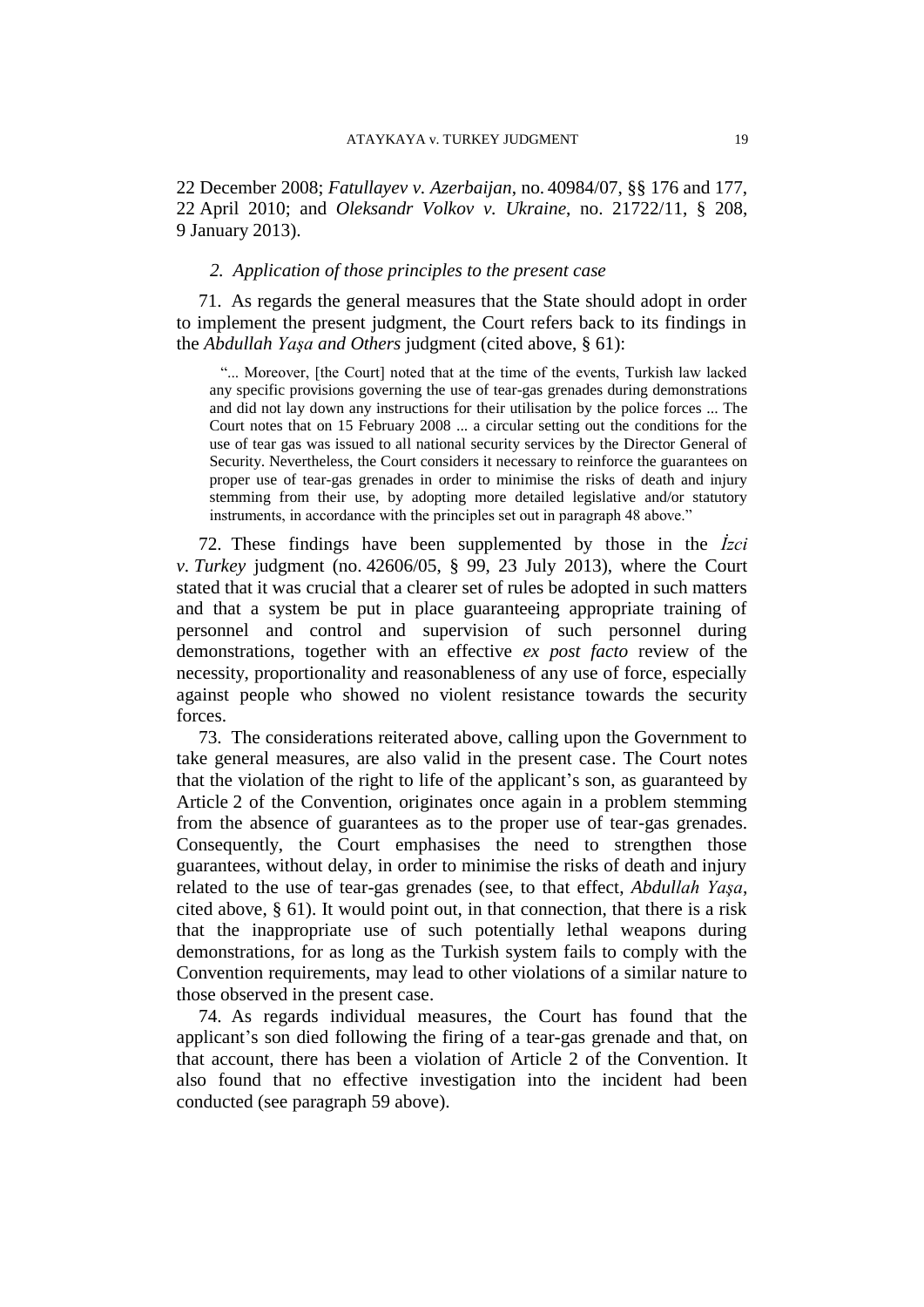22 December 2008; *Fatullayev v. Azerbaijan*, no. 40984/07, §§ 176 and 177, 22 April 2010; and *Oleksandr Volkov v. Ukraine*, no. 21722/11, § 208, 9 January 2013).

### *2. Application of those principles to the present case*

71. As regards the general measures that the State should adopt in order to implement the present judgment, the Court refers back to its findings in the *Abdullah Yaşa and Others* judgment (cited above, § 61):

> "... Moreover, [the Court] noted that at the time of the events, Turkish law lacked any specific provisions governing the use of tear-gas grenades during demonstrations and did not lay down any instructions for their utilisation by the police forces ... The Court notes that on 15 February 2008 ... a circular setting out the conditions for the use of tear gas was issued to all national security services by the Director General of Security. Nevertheless, the Court considers it necessary to reinforce the guarantees on proper use of tear-gas grenades in order to minimise the risks of death and injury stemming from their use, by adopting more detailed legislative and/or statutory instruments, in accordance with the principles set out in paragraph 48 above."

72. These findings have been supplemented by those in the *İzci v. Turkey* judgment (no. 42606/05, § 99, 23 July 2013), where the Court stated that it was crucial that a clearer set of rules be adopted in such matters and that a system be put in place guaranteeing appropriate training of personnel and control and supervision of such personnel during demonstrations, together with an effective *ex post facto* review of the necessity, proportionality and reasonableness of any use of force, especially against people who showed no violent resistance towards the security forces.

73. The considerations reiterated above, calling upon the Government to take general measures, are also valid in the present case. The Court notes that the violation of the right to life of the applicant's son, as guaranteed by Article 2 of the Convention, originates once again in a problem stemming from the absence of guarantees as to the proper use of tear-gas grenades. Consequently, the Court emphasises the need to strengthen those guarantees, without delay, in order to minimise the risks of death and injury related to the use of tear-gas grenades (see, to that effect, *Abdullah Yaşa*, cited above, § 61). It would point out, in that connection, that there is a risk that the inappropriate use of such potentially lethal weapons during demonstrations, for as long as the Turkish system fails to comply with the Convention requirements, may lead to other violations of a similar nature to those observed in the present case.

74. As regards individual measures, the Court has found that the applicant's son died following the firing of a tear-gas grenade and that, on that account, there has been a violation of Article 2 of the Convention. It also found that no effective investigation into the incident had been conducted (see paragraph 59 above).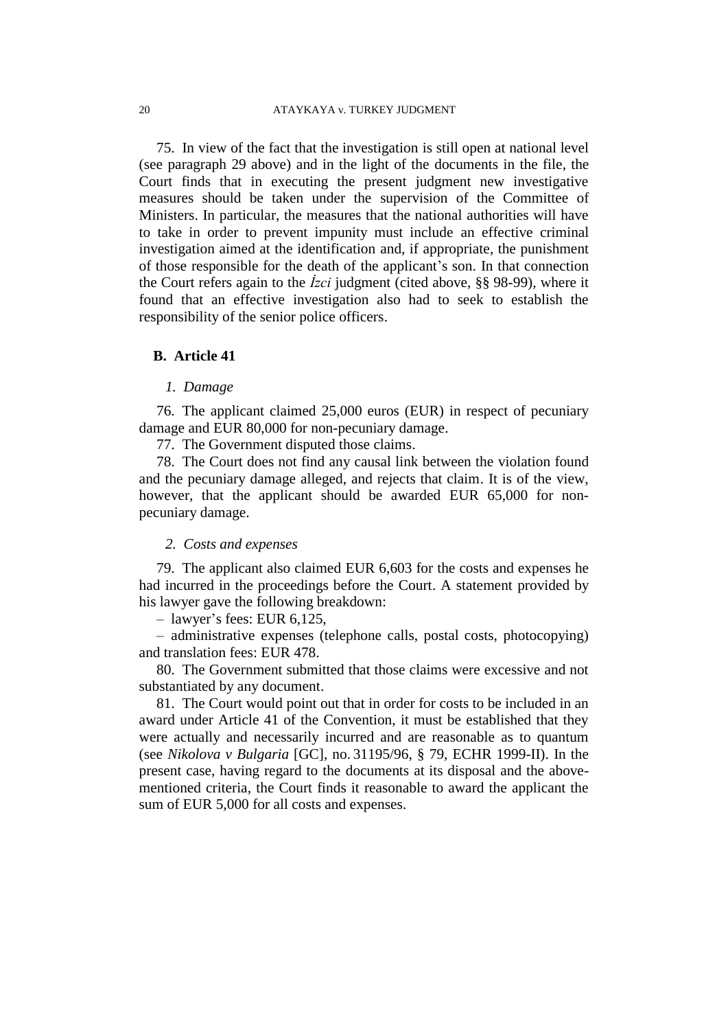75. In view of the fact that the investigation is still open at national level (see paragraph 29 above) and in the light of the documents in the file, the Court finds that in executing the present judgment new investigative measures should be taken under the supervision of the Committee of Ministers. In particular, the measures that the national authorities will have to take in order to prevent impunity must include an effective criminal investigation aimed at the identification and, if appropriate, the punishment of those responsible for the death of the applicant's son. In that connection the Court refers again to the *İzci* judgment (cited above, §§ 98-99), where it found that an effective investigation also had to seek to establish the responsibility of the senior police officers.

## B. Article 41

### *1. Damage*

76. The applicant claimed 25,000 euros (EUR) in respect of pecuniary damage and EUR 80,000 for non-pecuniary damage.

77. The Government disputed those claims.

78. The Court does not find any causal link between the violation found and the pecuniary damage alleged, and rejects that claim. It is of the view, however, that the applicant should be awarded EUR 65,000 for non-pecuniary damage.

### *2. Costs and expenses*

79. The applicant also claimed EUR 6,603 for the costs and expenses he had incurred in the proceedings before the Court. A statement provided by his lawyer gave the following breakdown:

– lawyer's fees: EUR 6,125,

– administrative expenses (telephone calls, postal costs, photocopying) and translation fees: EUR 478.

80. The Government submitted that those claims were excessive and not substantiated by any document.

81. The Court would point out that in order for costs to be included in an award under Article 41 of the Convention, it must be established that they were actually and necessarily incurred and are reasonable as to quantum (see *Nikolova v Bulgaria* [GC], no. 31195/96, § 79, ECHR 1999-II). In the present case, having regard to the documents at its disposal and the above-mentioned criteria, the Court finds it reasonable to award the applicant the sum of EUR 5,000 for all costs and expenses.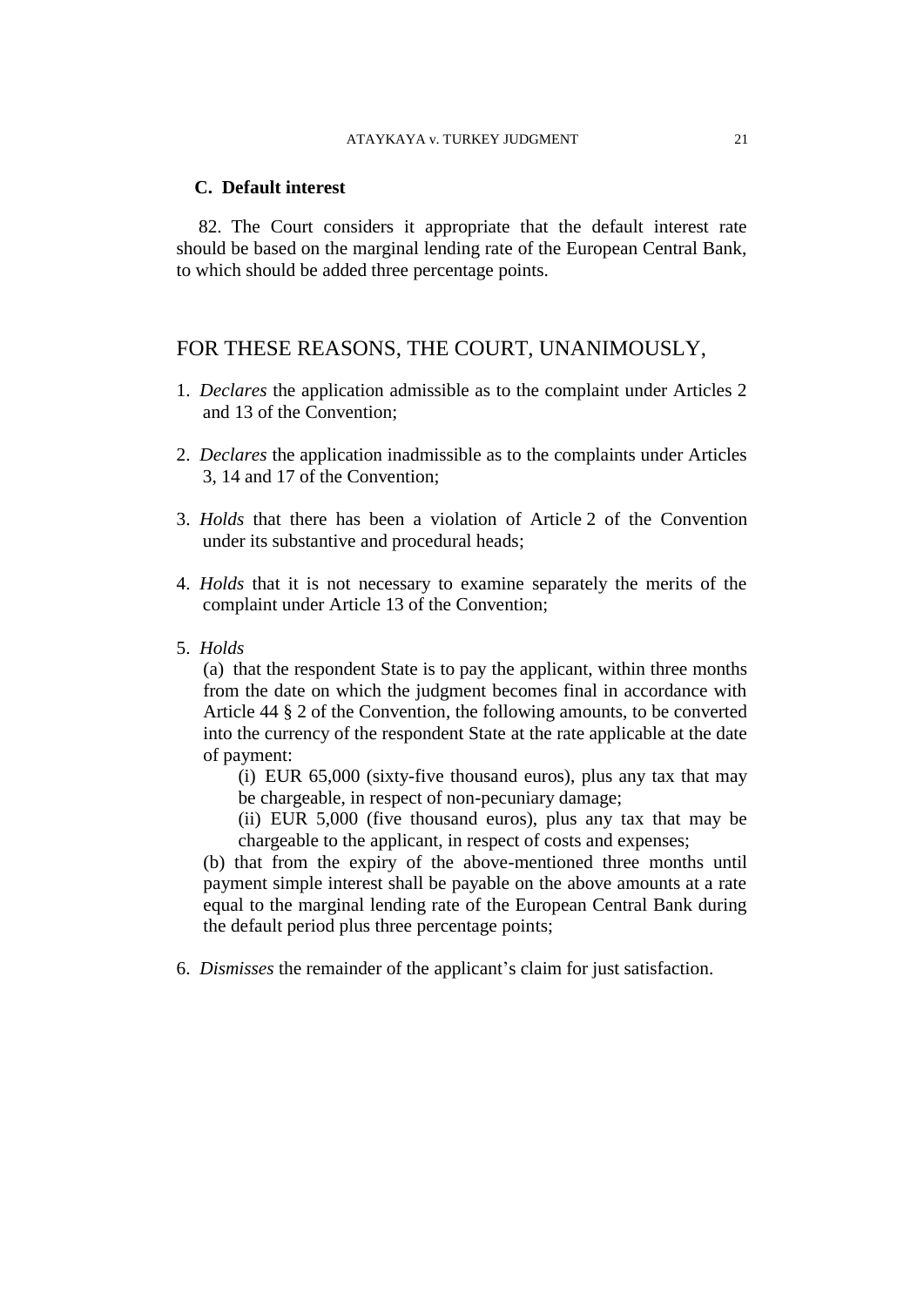### C. Default interest

82. The Court considers it appropriate that the default interest rate should be based on the marginal lending rate of the European Central Bank, to which should be added three percentage points.

## FOR THESE REASONS, THE COURT, UNANIMOUSLY,

1. *Declares* the application admissible as to the complaint under Articles 2 and 13 of the Convention;

2. *Declares* the application inadmissible as to the complaints under Articles 3, 14 and 17 of the Convention;

3. *Holds* that there has been a violation of Article 2 of the Convention under its substantive and procedural heads;

4. *Holds* that it is not necessary to examine separately the merits of the complaint under Article 13 of the Convention;

5. *Holds*

   (a) that the respondent State is to pay the applicant, within three months from the date on which the judgment becomes final in accordance with Article 44 § 2 of the Convention, the following amounts, to be converted into the currency of the respondent State at the rate applicable at the date of payment:

   (i) EUR 65,000 (sixty-five thousand euros), plus any tax that may be chargeable, in respect of non-pecuniary damage;

   (ii) EUR 5,000 (five thousand euros), plus any tax that may be chargeable to the applicant, in respect of costs and expenses;

   (b) that from the expiry of the above-mentioned three months until payment simple interest shall be payable on the above amounts at a rate equal to the marginal lending rate of the European Central Bank during the default period plus three percentage points;

6. *Dismisses* the remainder of the applicant's claim for just satisfaction.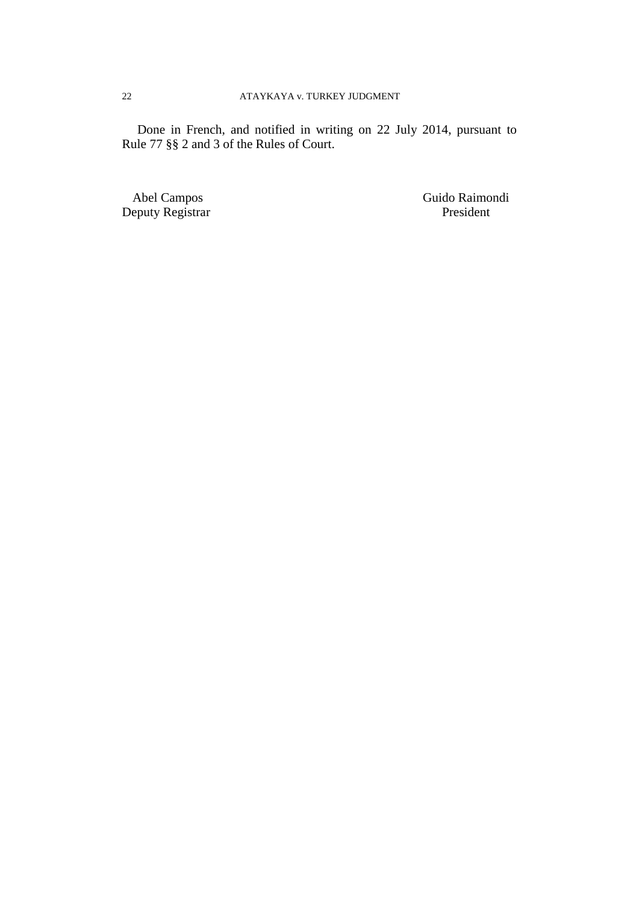Done in French, and notified in writing on 22 July 2014, pursuant to Rule 77 §§ 2 and 3 of the Rules of Court.

Abel Campos
Deputy Registrar

Guido Raimondi
President